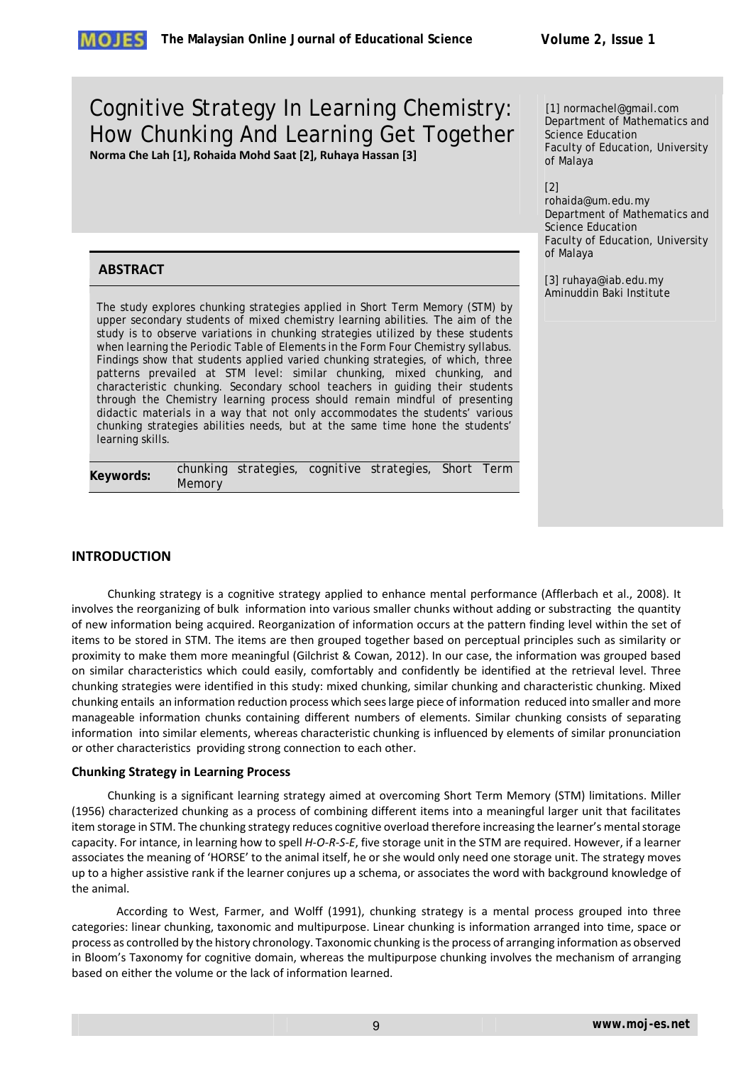# Cognitive Strategy In Learning Chemistry: How Chunking And Learning Get Together

**Norma Che Lah [1], Rohaida Mohd Saat [2], Ruhaya Hassan [3]**

[1] normachel@gmail.com
Department of Mathematics and Science Education
Faculty of Education, University of Malaya

[2] rohaida@um.edu.my
Department of Mathematics and Science Education
Faculty of Education, University of Malaya

[3] ruhaya@iab.edu.my
Aminuddin Baki Institute

## ABSTRACT

The study explores chunking strategies applied in Short Term Memory (STM) by upper secondary students of mixed chemistry learning abilities. The aim of the study is to observe variations in chunking strategies utilized by these students when learning the Periodic Table of Elements in the Form Four Chemistry syllabus. Findings show that students applied varied chunking strategies, of which, three patterns prevailed at STM level: similar chunking, mixed chunking, and characteristic chunking. Secondary school teachers in guiding their students through the Chemistry learning process should remain mindful of presenting didactic materials in a way that not only accommodates the students' various chunking strategies abilities needs, but at the same time hone the students' learning skills.

**Keywords:** chunking strategies, cognitive strategies, Short Term Memory

## INTRODUCTION

Chunking strategy is a cognitive strategy applied to enhance mental performance (Afflerbach et al., 2008). It involves the reorganizing of bulk information into various smaller chunks without adding or substracting the quantity of new information being acquired. Reorganization of information occurs at the pattern finding level within the set of items to be stored in STM. The items are then grouped together based on perceptual principles such as similarity or proximity to make them more meaningful (Gilchrist & Cowan, 2012). In our case, the information was grouped based on similar characteristics which could easily, comfortably and confidently be identified at the retrieval level. Three chunking strategies were identified in this study: mixed chunking, similar chunking and characteristic chunking. Mixed chunking entails an information reduction process which sees large piece of information reduced into smaller and more manageable information chunks containing different numbers of elements. Similar chunking consists of separating information into similar elements, whereas characteristic chunking is influenced by elements of similar pronunciation or other characteristics providing strong connection to each other.

### Chunking Strategy in Learning Process

Chunking is a significant learning strategy aimed at overcoming Short Term Memory (STM) limitations. Miller (1956) characterized chunking as a process of combining different items into a meaningful larger unit that facilitates item storage in STM. The chunking strategy reduces cognitive overload therefore increasing the learner's mental storage capacity. For intance, in learning how to spell *H-O-R-S-E*, five storage unit in the STM are required. However, if a learner associates the meaning of 'HORSE' to the animal itself, he or she would only need one storage unit. The strategy moves up to a higher assistive rank if the learner conjures up a schema, or associates the word with background knowledge of the animal.

According to West, Farmer, and Wolff (1991), chunking strategy is a mental process grouped into three categories: linear chunking, taxonomic and multipurpose. Linear chunking is information arranged into time, space or process as controlled by the history chronology. Taxonomic chunking is the process of arranging information as observed in Bloom's Taxonomy for cognitive domain, whereas the multipurpose chunking involves the mechanism of arranging based on either the volume or the lack of information learned.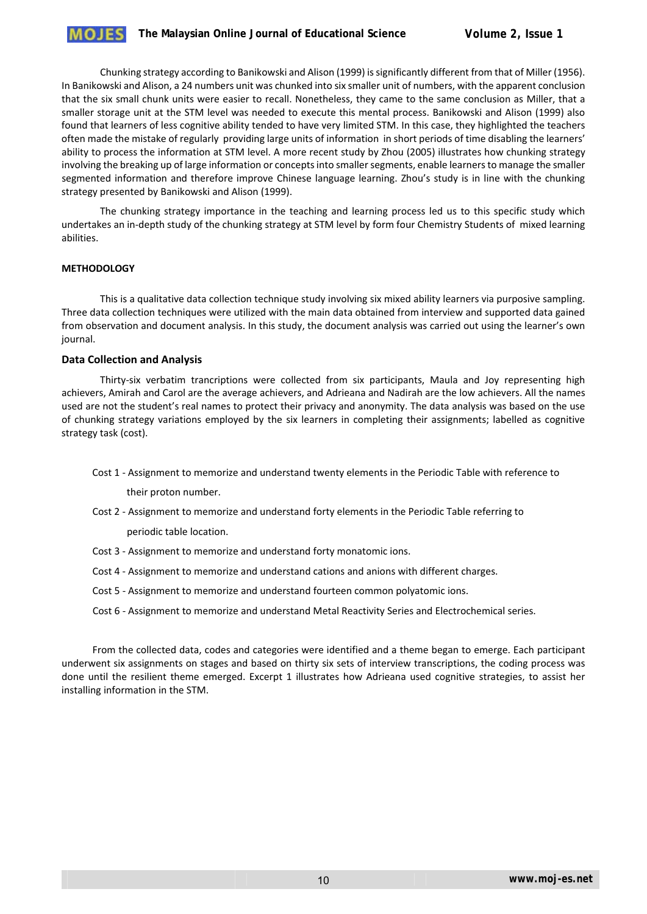Chunking strategy according to Banikowski and Alison (1999) is significantly different from that of Miller (1956). In Banikowski and Alison, a 24 numbers unit was chunked into six smaller unit of numbers, with the apparent conclusion that the six small chunk units were easier to recall. Nonetheless, they came to the same conclusion as Miller, that a smaller storage unit at the STM level was needed to execute this mental process. Banikowski and Alison (1999) also found that learners of less cognitive ability tended to have very limited STM. In this case, they highlighted the teachers often made the mistake of regularly providing large units of information in short periods of time disabling the learners' ability to process the information at STM level. A more recent study by Zhou (2005) illustrates how chunking strategy involving the breaking up of large information or concepts into smaller segments, enable learners to manage the smaller segmented information and therefore improve Chinese language learning. Zhou's study is in line with the chunking strategy presented by Banikowski and Alison (1999).

The chunking strategy importance in the teaching and learning process led us to this specific study which undertakes an in-depth study of the chunking strategy at STM level by form four Chemistry Students of mixed learning abilities.

## METHODOLOGY

This is a qualitative data collection technique study involving six mixed ability learners via purposive sampling. Three data collection techniques were utilized with the main data obtained from interview and supported data gained from observation and document analysis. In this study, the document analysis was carried out using the learner's own journal.

### Data Collection and Analysis

Thirty-six verbatim trancriptions were collected from six participants, Maula and Joy representing high achievers, Amirah and Carol are the average achievers, and Adrieana and Nadirah are the low achievers. All the names used are not the student's real names to protect their privacy and anonymity. The data analysis was based on the use of chunking strategy variations employed by the six learners in completing their assignments; labelled as cognitive strategy task (cost).

- Cost 1 - Assignment to memorize and understand twenty elements in the Periodic Table with reference to their proton number.
- Cost 2 - Assignment to memorize and understand forty elements in the Periodic Table referring to periodic table location.
- Cost 3 - Assignment to memorize and understand forty monatomic ions.
- Cost 4 - Assignment to memorize and understand cations and anions with different charges.
- Cost 5 - Assignment to memorize and understand fourteen common polyatomic ions.
- Cost 6 - Assignment to memorize and understand Metal Reactivity Series and Electrochemical series.

From the collected data, codes and categories were identified and a theme began to emerge. Each participant underwent six assignments on stages and based on thirty six sets of interview transcriptions, the coding process was done until the resilient theme emerged. Excerpt 1 illustrates how Adrieana used cognitive strategies, to assist her installing information in the STM.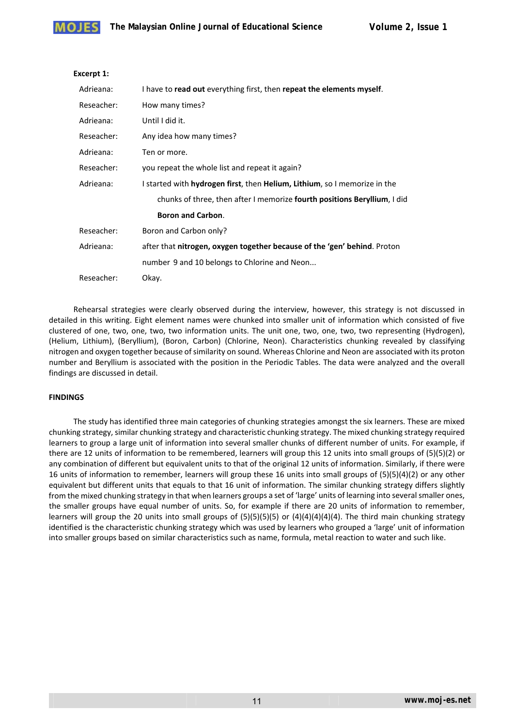**Excerpt 1:**

| | |
|---|---|
| Adrieana: | I have to **read out** everything first, then **repeat the elements myself**. |
| Reseacher: | How many times? |
| Adrieana: | Until I did it. |
| Reseacher: | Any idea how many times? |
| Adrieana: | Ten or more. |
| Reseacher: | you repeat the whole list and repeat it again? |
| Adrieana: | I started with **hydrogen first**, then **Helium, Lithium**, so I memorize in the chunks of three, then after I memorize **fourth positions Beryllium**, I did **Boron and Carbon**. |
| Reseacher: | Boron and Carbon only? |
| Adrieana: | after that **nitrogen, oxygen together because of the 'gen' behind**. Proton number 9 and 10 belongs to Chlorine and Neon... |
| Reseacher: | Okay. |

Rehearsal strategies were clearly observed during the interview, however, this strategy is not discussed in detailed in this writing. Eight element names were chunked into smaller unit of information which consisted of five clustered of one, two, one, two, two information units. The unit one, two, one, two, two representing (Hydrogen), (Helium, Lithium), (Beryllium), (Boron, Carbon) (Chlorine, Neon). Characteristics chunking revealed by classifying nitrogen and oxygen together because of similarity on sound. Whereas Chlorine and Neon are associated with its proton number and Beryllium is associated with the position in the Periodic Tables. The data were analyzed and the overall findings are discussed in detail.

**FINDINGS**

The study has identified three main categories of chunking strategies amongst the six learners. These are mixed chunking strategy, similar chunking strategy and characteristic chunking strategy. The mixed chunking strategy required learners to group a large unit of information into several smaller chunks of different number of units. For example, if there are 12 units of information to be remembered, learners will group this 12 units into small groups of (5)(5)(2) or any combination of different but equivalent units to that of the original 12 units of information. Similarly, if there were 16 units of information to remember, learners will group these 16 units into small groups of (5)(5)(4)(2) or any other equivalent but different units that equals to that 16 unit of information. The similar chunking strategy differs slightly from the mixed chunking strategy in that when learners groups a set of 'large' units of learning into several smaller ones, the smaller groups have equal number of units. So, for example if there are 20 units of information to remember, learners will group the 20 units into small groups of (5)(5)(5)(5) or (4)(4)(4)(4)(4). The third main chunking strategy identified is the characteristic chunking strategy which was used by learners who grouped a 'large' unit of information into smaller groups based on similar characteristics such as name, formula, metal reaction to water and such like.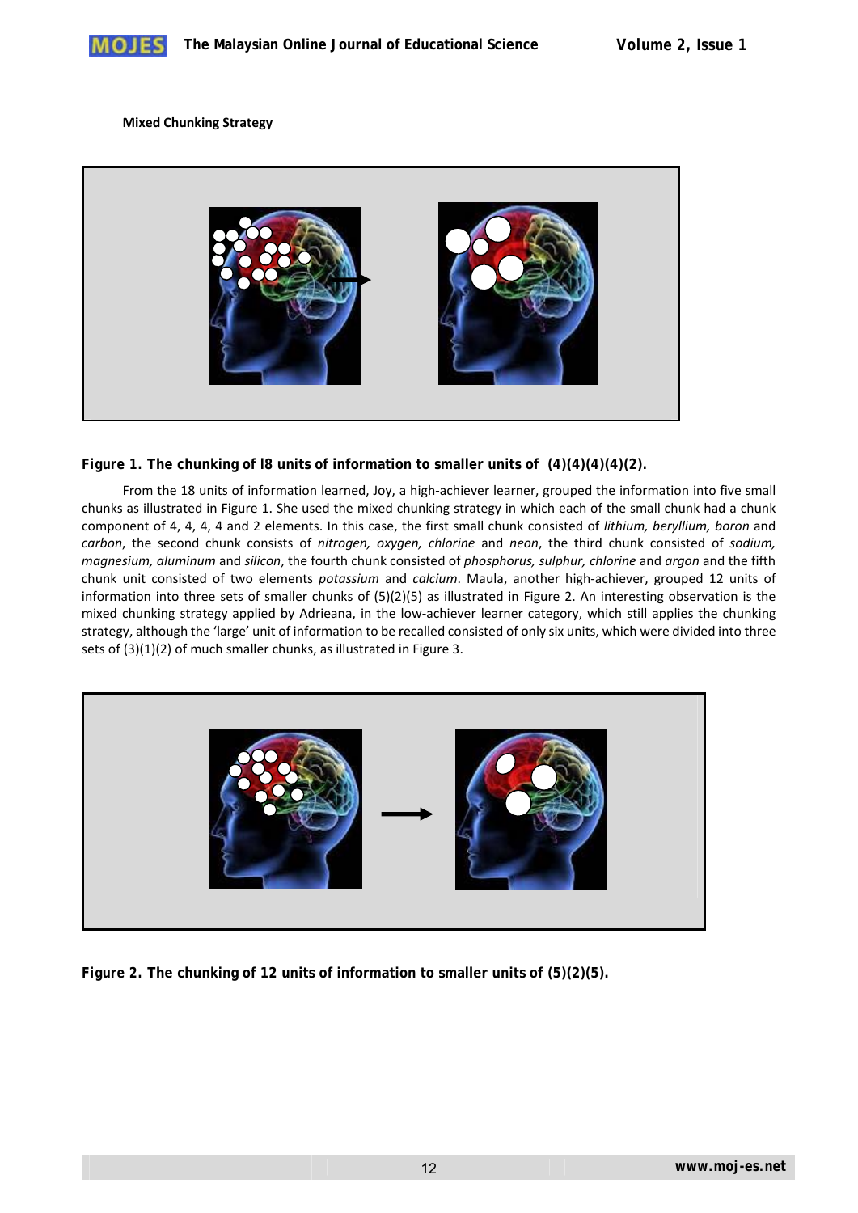**Mixed Chunking Strategy**

**Figure 1. The chunking of l8 units of information to smaller units of (4)(4)(4)(4)(2).**

From the 18 units of information learned, Joy, a high-achiever learner, grouped the information into five small chunks as illustrated in Figure 1. She used the mixed chunking strategy in which each of the small chunk had a chunk component of 4, 4, 4, 4 and 2 elements. In this case, the first small chunk consisted of *lithium, beryllium, boron* and *carbon*, the second chunk consists of *nitrogen, oxygen, chlorine* and *neon*, the third chunk consisted of *sodium, magnesium, aluminum* and *silicon*, the fourth chunk consisted of *phosphorus, sulphur, chlorine* and *argon* and the fifth chunk unit consisted of two elements *potassium* and *calcium*. Maula, another high-achiever, grouped 12 units of information into three sets of smaller chunks of (5)(2)(5) as illustrated in Figure 2. An interesting observation is the mixed chunking strategy applied by Adrieana, in the low-achiever learner category, which still applies the chunking strategy, although the 'large' unit of information to be recalled consisted of only six units, which were divided into three sets of (3)(1)(2) of much smaller chunks, as illustrated in Figure 3.

**Figure 2. The chunking of 12 units of information to smaller units of (5)(2)(5).**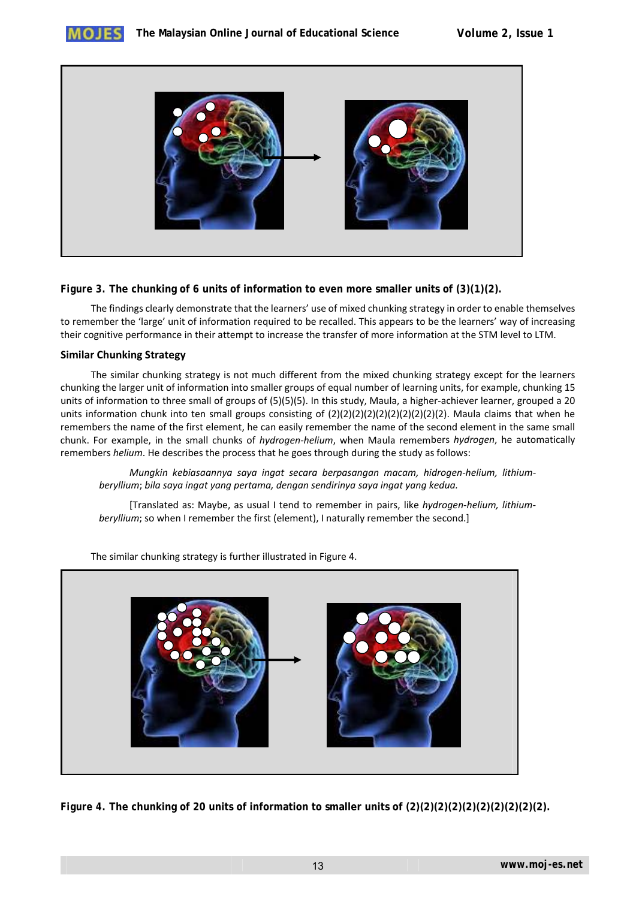**Figure 3. The chunking of 6 units of information to even more smaller units of (3)(1)(2).**

The findings clearly demonstrate that the learners' use of mixed chunking strategy in order to enable themselves to remember the 'large' unit of information required to be recalled. This appears to be the learners' way of increasing their cognitive performance in their attempt to increase the transfer of more information at the STM level to LTM.

### Similar Chunking Strategy

The similar chunking strategy is not much different from the mixed chunking strategy except for the learners chunking the larger unit of information into smaller groups of equal number of learning units, for example, chunking 15 units of information to three small of groups of (5)(5)(5). In this study, Maula, a higher-achiever learner, grouped a 20 units information chunk into ten small groups consisting of (2)(2)(2)(2)(2)(2)(2)(2)(2)(2). Maula claims that when he remembers the name of the first element, he can easily remember the name of the second element in the same small chunk. For example, in the small chunks of *hydrogen-helium*, when Maula remembers *hydrogen*, he automatically remembers *helium*. He describes the process that he goes through during the study as follows:

> *Mungkin kebiasaannya saya ingat secara berpasangan macam, hidrogen-helium, lithium-beryllium*; *bila saya ingat yang pertama, dengan sendirinya saya ingat yang kedua.*
>
> [Translated as: Maybe, as usual I tend to remember in pairs, like *hydrogen-helium, lithium-beryllium*; so when I remember the first (element), I naturally remember the second.]

The similar chunking strategy is further illustrated in Figure 4.

**Figure 4. The chunking of 20 units of information to smaller units of (2)(2)(2)(2)(2)(2)(2)(2)(2)(2).**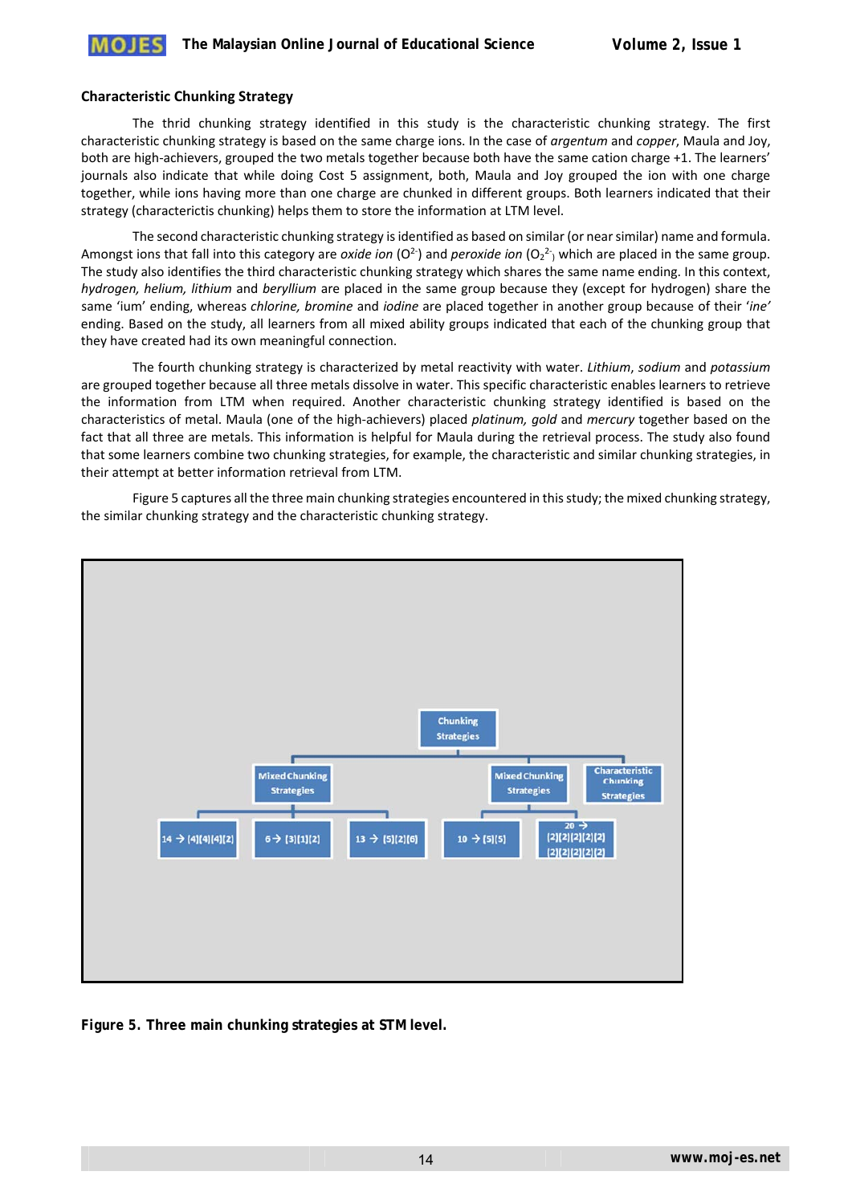### Characteristic Chunking Strategy

The thrid chunking strategy identified in this study is the characteristic chunking strategy. The first characteristic chunking strategy is based on the same charge ions. In the case of *argentum* and *copper*, Maula and Joy, both are high-achievers, grouped the two metals together because both have the same cation charge +1. The learners' journals also indicate that while doing Cost 5 assignment, both, Maula and Joy grouped the ion with one charge together, while ions having more than one charge are chunked in different groups. Both learners indicated that their strategy (charactericts chunking) helps them to store the information at LTM level.

The second characteristic chunking strategy is identified as based on similar (or near similar) name and formula. Amongst ions that fall into this category are *oxide ion* ($O^{2-}$) and *peroxide ion* ($O_2^{2-}$) which are placed in the same group. The study also identifies the third characteristic chunking strategy which shares the same name ending. In this context, *hydrogen, helium, lithium* and *beryllium* are placed in the same group because they (except for hydrogen) share the same 'ium' ending, whereas *chlorine, bromine* and *iodine* are placed together in another group because of their '*ine'* ending. Based on the study, all learners from all mixed ability groups indicated that each of the chunking group that they have created had its own meaningful connection.

The fourth chunking strategy is characterized by metal reactivity with water. *Lithium*, *sodium* and *potassium* are grouped together because all three metals dissolve in water. This specific characteristic enables learners to retrieve the information from LTM when required. Another characteristic chunking strategy identified is based on the characteristics of metal. Maula (one of the high-achievers) placed *platinum, gold* and *mercury* together based on the fact that all three are metals. This information is helpful for Maula during the retrieval process. The study also found that some learners combine two chunking strategies, for example, the characteristic and similar chunking strategies, in their attempt at better information retrieval from LTM.

Figure 5 captures all the three main chunking strategies encountered in this study; the mixed chunking strategy, the similar chunking strategy and the characteristic chunking strategy.

- Chunking Strategies
  - Mixed Chunking Strategies
    - 14 → [4][4][4][2]
    - 6 → [3][1][2]
    - 13 → [5][2][6]
  - Mixed Chunking Strategies
    - 10 → [5][5]
    - 20 → [2][2][2][2][2] [2][2][2][2][2]
  - Characteristic Chunking Strategies

**Figure 5. Three main chunking strategies at STM level.**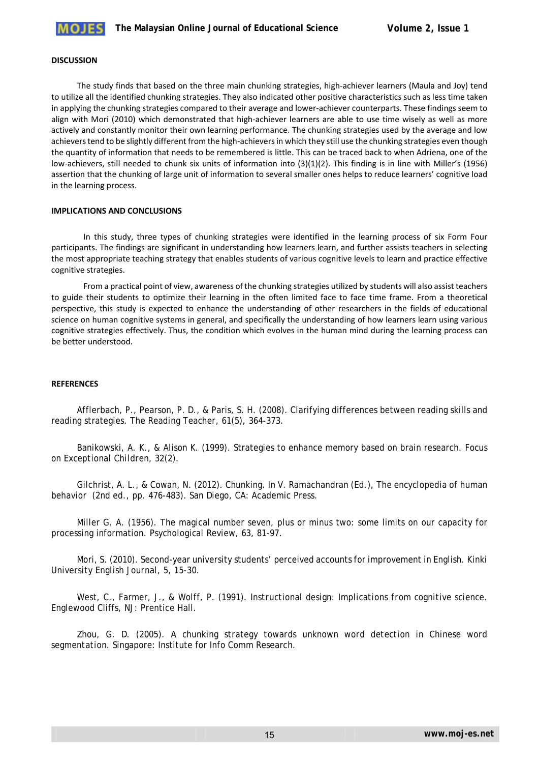## DISCUSSION

The study finds that based on the three main chunking strategies, high-achiever learners (Maula and Joy) tend to utilize all the identified chunking strategies. They also indicated other positive characteristics such as less time taken in applying the chunking strategies compared to their average and lower-achiever counterparts. These findings seem to align with Mori (2010) which demonstrated that high-achiever learners are able to use time wisely as well as more actively and constantly monitor their own learning performance. The chunking strategies used by the average and low achievers tend to be slightly different from the high-achievers in which they still use the chunking strategies even though the quantity of information that needs to be remembered is little. This can be traced back to when Adriena, one of the low-achievers, still needed to chunk six units of information into (3)(1)(2). This finding is in line with Miller's (1956) assertion that the chunking of large unit of information to several smaller ones helps to reduce learners' cognitive load in the learning process.

## IMPLICATIONS AND CONCLUSIONS

In this study, three types of chunking strategies were identified in the learning process of six Form Four participants. The findings are significant in understanding how learners learn, and further assists teachers in selecting the most appropriate teaching strategy that enables students of various cognitive levels to learn and practice effective cognitive strategies.

From a practical point of view, awareness of the chunking strategies utilized by students will also assist teachers to guide their students to optimize their learning in the often limited face to face time frame. From a theoretical perspective, this study is expected to enhance the understanding of other researchers in the fields of educational science on human cognitive systems in general, and specifically the understanding of how learners learn using various cognitive strategies effectively. Thus, the condition which evolves in the human mind during the learning process can be better understood.

## REFERENCES

Afflerbach, P., Pearson, P. D., & Paris, S. H. (2008). Clarifying differences between reading skills and reading strategies. The Reading Teacher, 61(5), 364-373.

Banikowski, A. K., & Alison K. (1999). Strategies to enhance memory based on brain research. Focus on Exceptional Children, 32(2).

Gilchrist, A. L., & Cowan, N. (2012). Chunking. In V. Ramachandran (Ed.), The encyclopedia of human behavior (2nd ed., pp. 476-483). San Diego, CA: Academic Press.

Miller G. A. (1956). The magical number seven, plus or minus two: some limits on our capacity for processing information. Psychological Review, 63, 81-97.

Mori, S. (2010). Second-year university students' perceived accounts for improvement in English. Kinki University English Journal, 5, 15-30.

West, C., Farmer, J., & Wolff, P. (1991). Instructional design: Implications from cognitive science. Englewood Cliffs, NJ: Prentice Hall.

Zhou, G. D. (2005). A chunking strategy towards unknown word detection in Chinese word segmentation. Singapore: Institute for Info Comm Research.